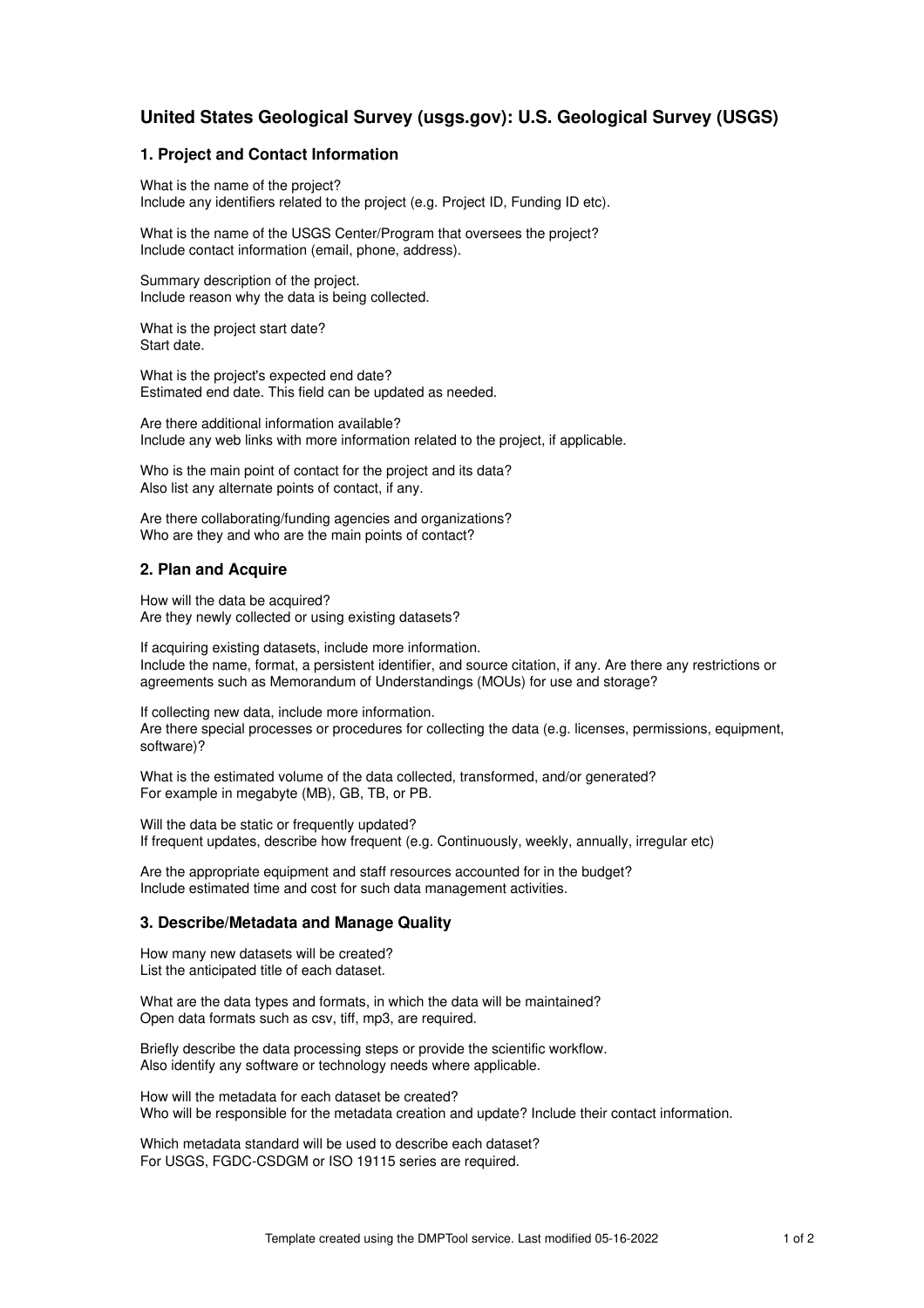# United States Geological Survey (usgs.gov): U.S. Geological Survey (USGS)

## 1. Project and Contact Information

What is the name of the project?
Include any identifiers related to the project (e.g. Project ID, Funding ID etc).

What is the name of the USGS Center/Program that oversees the project?
Include contact information (email, phone, address).

Summary description of the project.
Include reason why the data is being collected.

What is the project start date?
Start date.

What is the project's expected end date?
Estimated end date. This field can be updated as needed.

Are there additional information available?
Include any web links with more information related to the project, if applicable.

Who is the main point of contact for the project and its data?
Also list any alternate points of contact, if any.

Are there collaborating/funding agencies and organizations?
Who are they and who are the main points of contact?

## 2. Plan and Acquire

How will the data be acquired?
Are they newly collected or using existing datasets?

If acquiring existing datasets, include more information.
Include the name, format, a persistent identifier, and source citation, if any. Are there any restrictions or agreements such as Memorandum of Understandings (MOUs) for use and storage?

If collecting new data, include more information.
Are there special processes or procedures for collecting the data (e.g. licenses, permissions, equipment, software)?

What is the estimated volume of the data collected, transformed, and/or generated?
For example in megabyte (MB), GB, TB, or PB.

Will the data be static or frequently updated?
If frequent updates, describe how frequent (e.g. Continuously, weekly, annually, irregular etc)

Are the appropriate equipment and staff resources accounted for in the budget?
Include estimated time and cost for such data management activities.

## 3. Describe/Metadata and Manage Quality

How many new datasets will be created?
List the anticipated title of each dataset.

What are the data types and formats, in which the data will be maintained?
Open data formats such as csv, tiff, mp3, are required.

Briefly describe the data processing steps or provide the scientific workflow.
Also identify any software or technology needs where applicable.

How will the metadata for each dataset be created?
Who will be responsible for the metadata creation and update? Include their contact information.

Which metadata standard will be used to describe each dataset?
For USGS, FGDC-CSDGM or ISO 19115 series are required.

Template created using the DMPTool service. Last modified 05-16-2022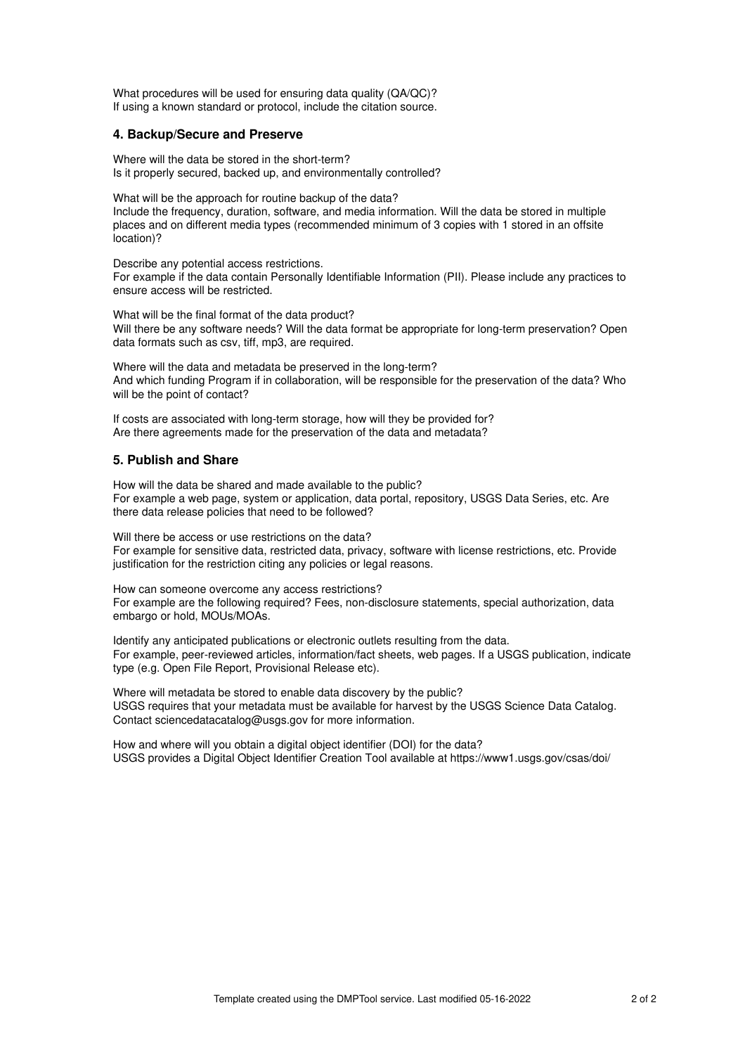What procedures will be used for ensuring data quality (QA/QC)?
If using a known standard or protocol, include the citation source.

### 4. Backup/Secure and Preserve

Where will the data be stored in the short-term?
Is it properly secured, backed up, and environmentally controlled?

What will be the approach for routine backup of the data?
Include the frequency, duration, software, and media information. Will the data be stored in multiple places and on different media types (recommended minimum of 3 copies with 1 stored in an offsite location)?

Describe any potential access restrictions.
For example if the data contain Personally Identifiable Information (PII). Please include any practices to ensure access will be restricted.

What will be the final format of the data product?
Will there be any software needs? Will the data format be appropriate for long-term preservation? Open data formats such as csv, tiff, mp3, are required.

Where will the data and metadata be preserved in the long-term?
And which funding Program if in collaboration, will be responsible for the preservation of the data? Who will be the point of contact?

If costs are associated with long-term storage, how will they be provided for?
Are there agreements made for the preservation of the data and metadata?

### 5. Publish and Share

How will the data be shared and made available to the public?
For example a web page, system or application, data portal, repository, USGS Data Series, etc. Are there data release policies that need to be followed?

Will there be access or use restrictions on the data?
For example for sensitive data, restricted data, privacy, software with license restrictions, etc. Provide justification for the restriction citing any policies or legal reasons.

How can someone overcome any access restrictions?
For example are the following required? Fees, non-disclosure statements, special authorization, data embargo or hold, MOUs/MOAs.

Identify any anticipated publications or electronic outlets resulting from the data.
For example, peer-reviewed articles, information/fact sheets, web pages. If a USGS publication, indicate type (e.g. Open File Report, Provisional Release etc).

Where will metadata be stored to enable data discovery by the public?
USGS requires that your metadata must be available for harvest by the USGS Science Data Catalog. Contact sciencedatacatalog@usgs.gov for more information.

How and where will you obtain a digital object identifier (DOI) for the data?
USGS provides a Digital Object Identifier Creation Tool available at https://www1.usgs.gov/csas/doi/

Template created using the DMPTool service. Last modified 05-16-2022